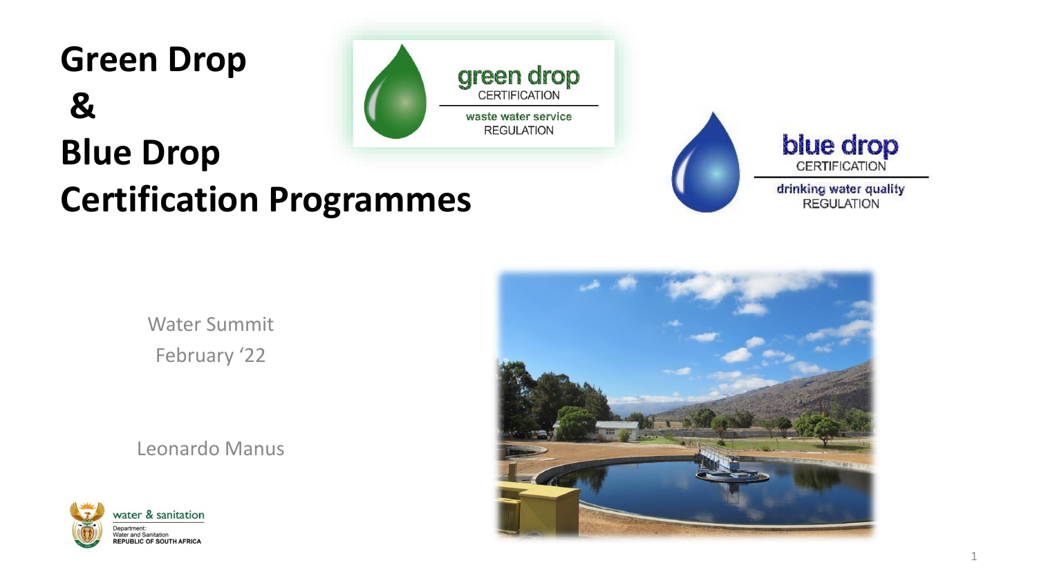# Green Drop & Blue Drop Certification Programmes

green drop CERTIFICATION
waste water service REGULATION

blue drop CERTIFICATION
drinking water quality REGULATION

Water Summit
February '22

Leonardo Manus

water & sanitation
Department:
Water and Sanitation
REPUBLIC OF SOUTH AFRICA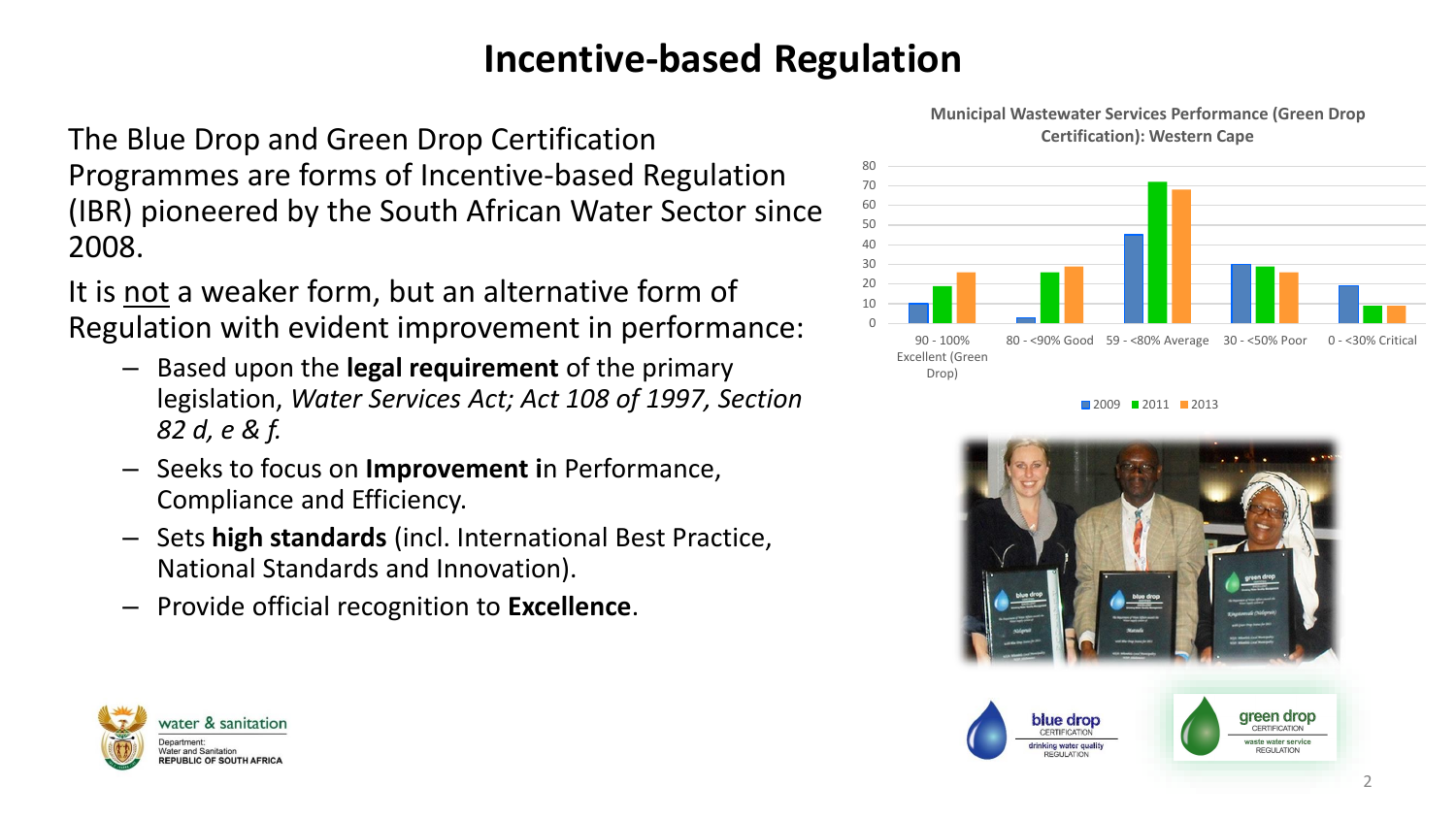# Incentive-based Regulation

The Blue Drop and Green Drop Certification Programmes are forms of Incentive-based Regulation (IBR) pioneered by the South African Water Sector since 2008.

It is not a weaker form, but an alternative form of Regulation with evident improvement in performance:

- Based upon the **legal requirement** of the primary legislation, *Water Services Act; Act 108 of 1997, Section 82 d, e & f.*
- Seeks to focus on **Improvement i**n Performance, Compliance and Efficiency.
- Sets **high standards** (incl. International Best Practice, National Standards and Innovation).
- Provide official recognition to **Excellence**.

**Municipal Wastewater Services Performance (Green Drop Certification): Western Cape**

| Category | 2009 | 2011 | 2013 |
| --- | --- | --- | --- |
| 90 - 100% Excellent (Green Drop) | 10 | 19 | 26 |
| 80 - <90% Good | 3 | 26 | 29 |
| 59 - <80% Average | 45 | 72 | 68 |
| 30 - <50% Poor | 30 | 29 | 26 |
| 0 - <30% Critical | 19 | 9 | 9 |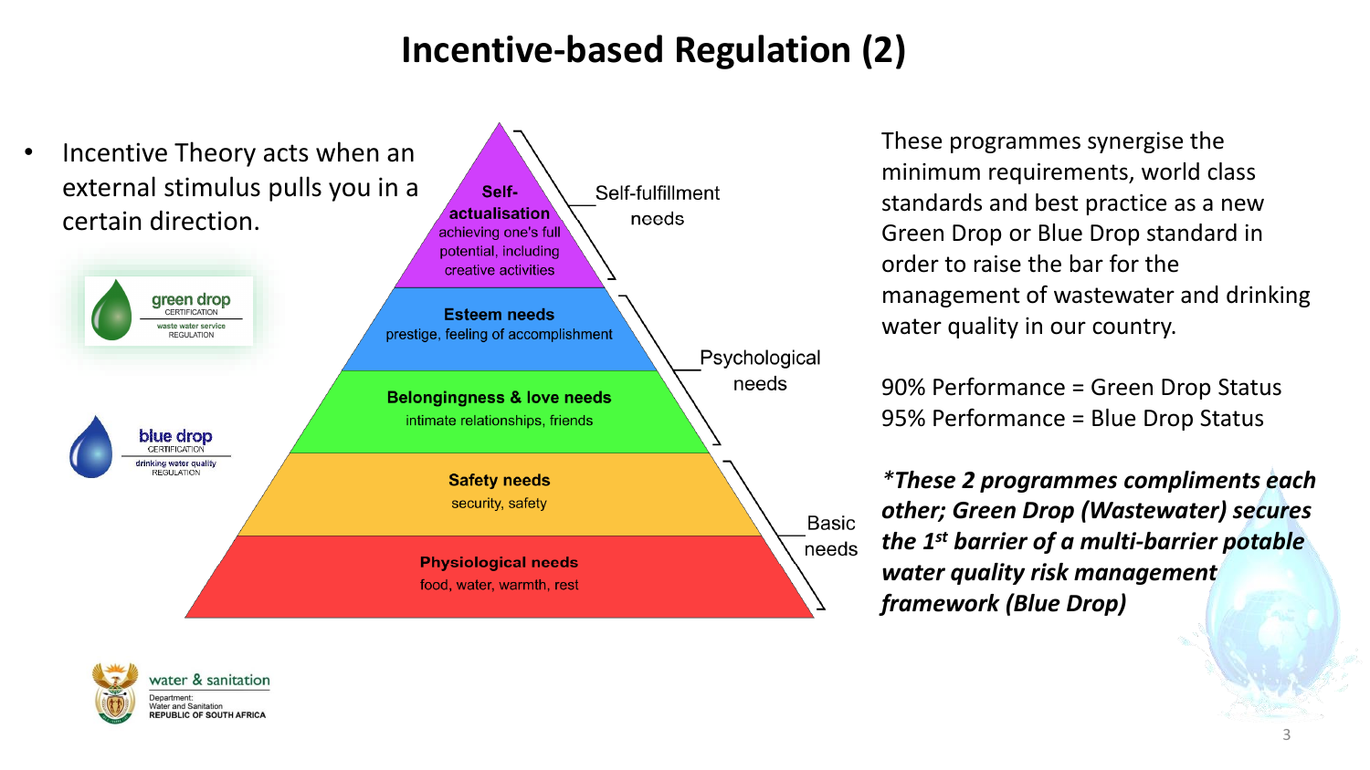# Incentive-based Regulation (2)

- Incentive Theory acts when an external stimulus pulls you in a certain direction.

green drop CERTIFICATION waste water service REGULATION

blue drop CERTIFICATION drinking water quality REGULATION

**Self-actualisation** achieving one's full potential, including creative activities — Self-fulfillment needs

**Esteem needs** prestige, feeling of accomplishment

**Belongingness & love needs** intimate relationships, friends — Psychological needs

**Safety needs** security, safety

**Physiological needs** food, water, warmth, rest — Basic needs

These programmes synergise the minimum requirements, world class standards and best practice as a new Green Drop or Blue Drop standard in order to raise the bar for the management of wastewater and drinking water quality in our country.

90% Performance = Green Drop Status
95% Performance = Blue Drop Status

***These 2 programmes compliments each other; Green Drop (Wastewater) secures the 1st barrier of a multi-barrier potable water quality risk management framework (Blue Drop)***

water & sanitation
Department: Water and Sanitation
REPUBLIC OF SOUTH AFRICA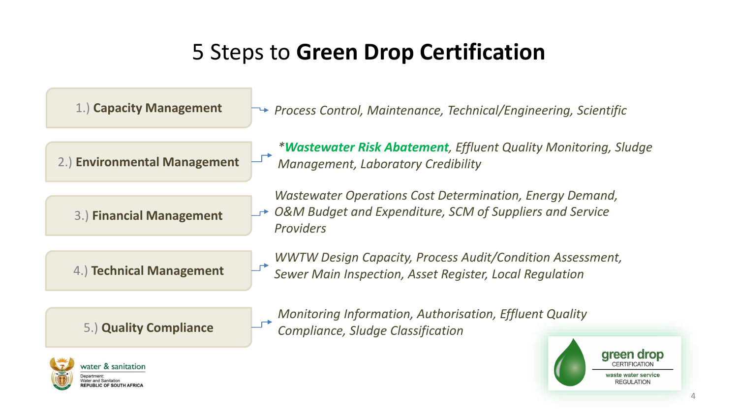# 5 Steps to **Green Drop Certification**

1.) **Capacity Management** → *Process Control, Maintenance, Technical/Engineering, Scientific*

2.) **Environmental Management** → *\*__Wastewater Risk Abatement__, Effluent Quality Monitoring, Sludge Management, Laboratory Credibility*

3.) **Financial Management** → *Wastewater Operations Cost Determination, Energy Demand, O&M Budget and Expenditure, SCM of Suppliers and Service Providers*

4.) **Technical Management** → *WWTW Design Capacity, Process Audit/Condition Assessment, Sewer Main Inspection, Asset Register, Local Regulation*

5.) **Quality Compliance** → *Monitoring Information, Authorisation, Effluent Quality Compliance, Sludge Classification*

water & sanitation
Department:
Water and Sanitation
REPUBLIC OF SOUTH AFRICA

green drop
CERTIFICATION
waste water service
REGULATION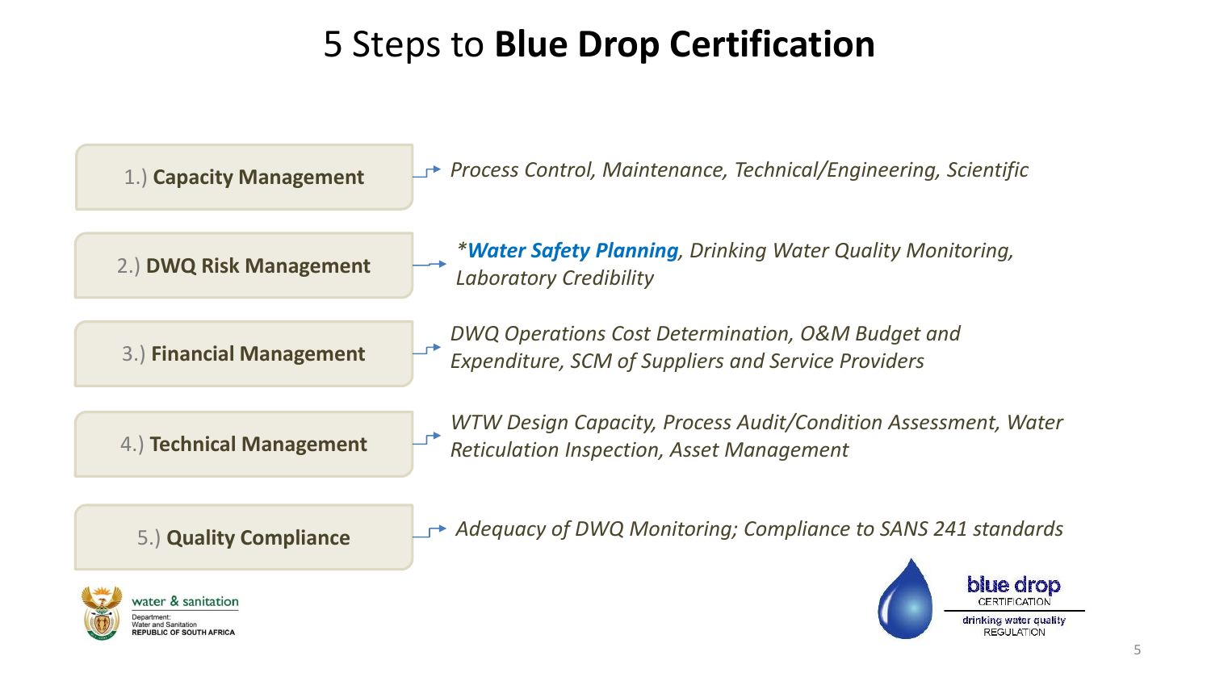# 5 Steps to **Blue Drop Certification**

- 1.) **Capacity Management** → *Process Control, Maintenance, Technical/Engineering, Scientific*
- 2.) **DWQ Risk Management** → *\*Water Safety Planning, Drinking Water Quality Monitoring, Laboratory Credibility*
- 3.) **Financial Management** → *DWQ Operations Cost Determination, O&M Budget and Expenditure, SCM of Suppliers and Service Providers*
- 4.) **Technical Management** → *WTW Design Capacity, Process Audit/Condition Assessment, Water Reticulation Inspection, Asset Management*
- 5.) **Quality Compliance** → *Adequacy of DWQ Monitoring; Compliance to SANS 241 standards*

water & sanitation
Department: Water and Sanitation
REPUBLIC OF SOUTH AFRICA

blue drop CERTIFICATION
drinking water quality REGULATION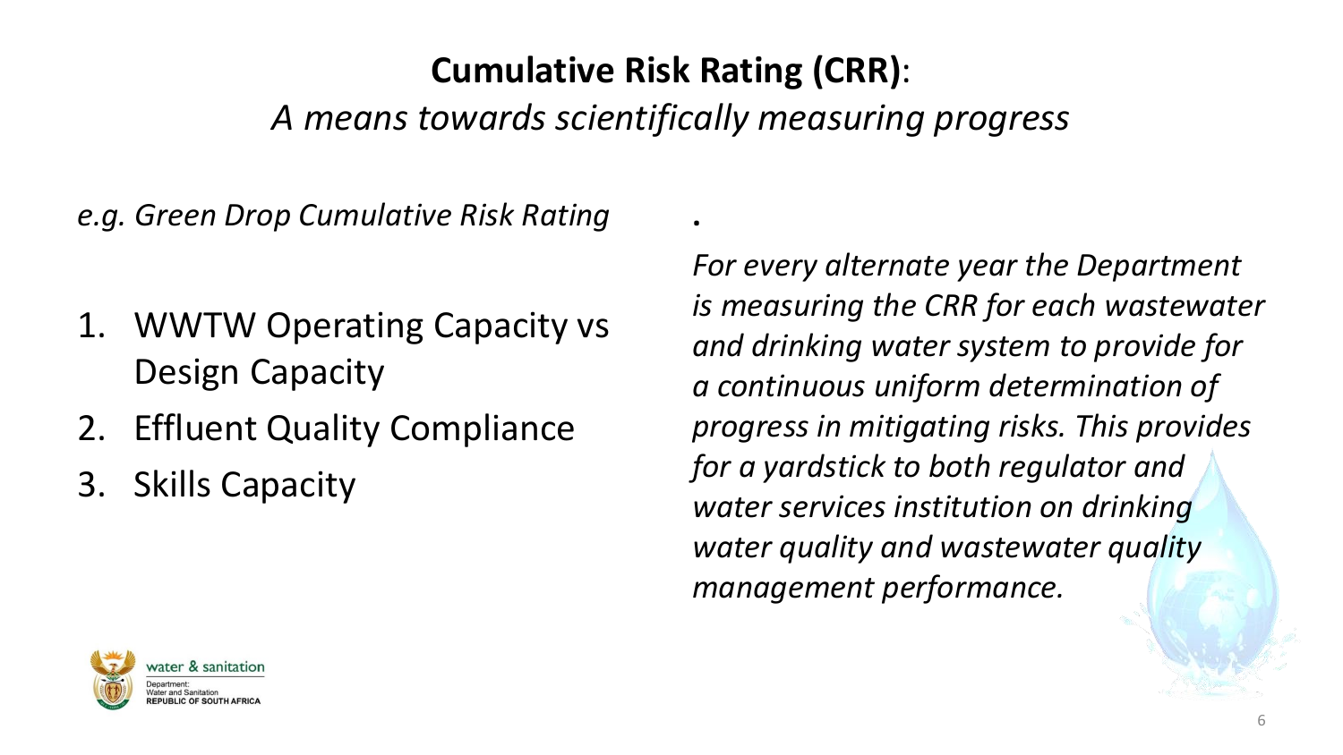# **Cumulative Risk Rating (CRR)**:

## *A means towards scientifically measuring progress*

*e.g. Green Drop Cumulative Risk Rating*

1. WWTW Operating Capacity vs Design Capacity
2. Effluent Quality Compliance
3. Skills Capacity

.

*For every alternate year the Department is measuring the CRR for each wastewater and drinking water system to provide for a continuous uniform determination of progress in mitigating risks. This provides for a yardstick to both regulator and water services institution on drinking water quality and wastewater quality management performance.*

water & sanitation

Department:
Water and Sanitation
**REPUBLIC OF SOUTH AFRICA**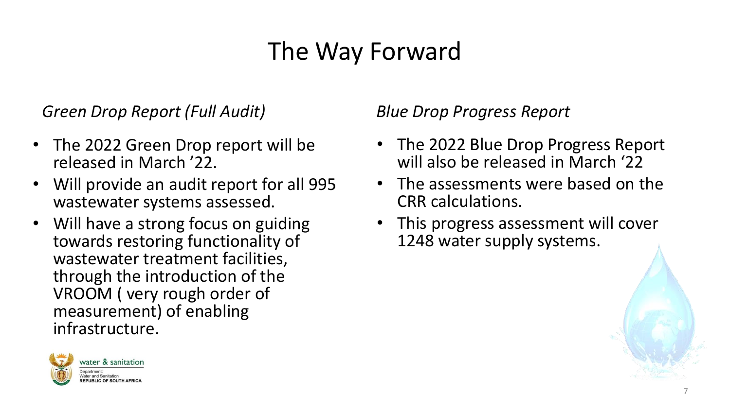# The Way Forward

*Green Drop Report (Full Audit)*

- The 2022 Green Drop report will be released in March '22.
- Will provide an audit report for all 995 wastewater systems assessed.
- Will have a strong focus on guiding towards restoring functionality of wastewater treatment facilities, through the introduction of the VROOM ( very rough order of measurement) of enabling infrastructure.

*Blue Drop Progress Report*

- The 2022 Blue Drop Progress Report will also be released in March '22
- The assessments were based on the CRR calculations.
- This progress assessment will cover 1248 water supply systems.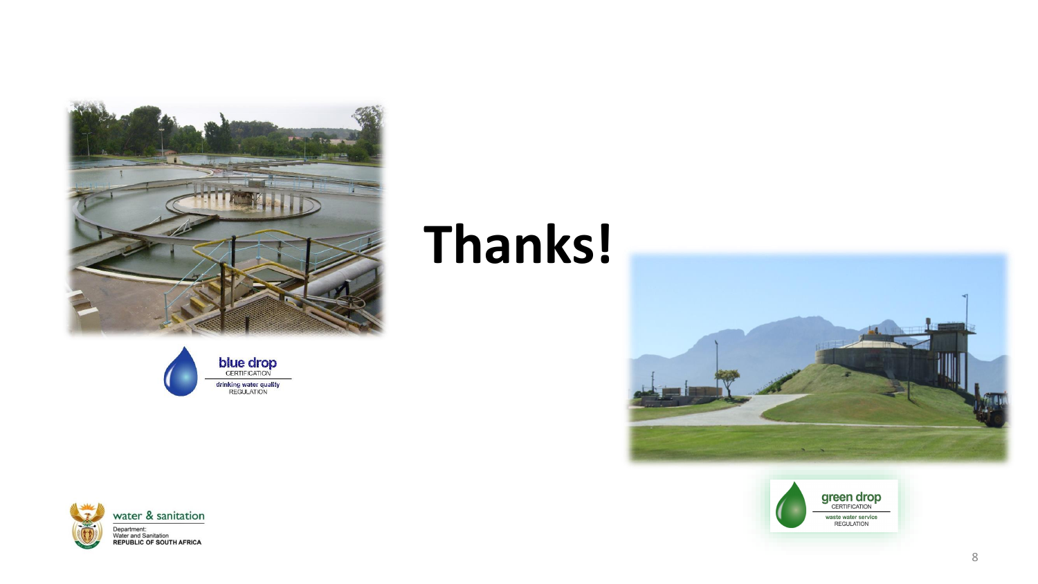# Thanks!

blue drop
CERTIFICATION
drinking water quality
REGULATION

green drop
CERTIFICATION
waste water service
REGULATION

water & sanitation
Department:
Water and Sanitation
REPUBLIC OF SOUTH AFRICA